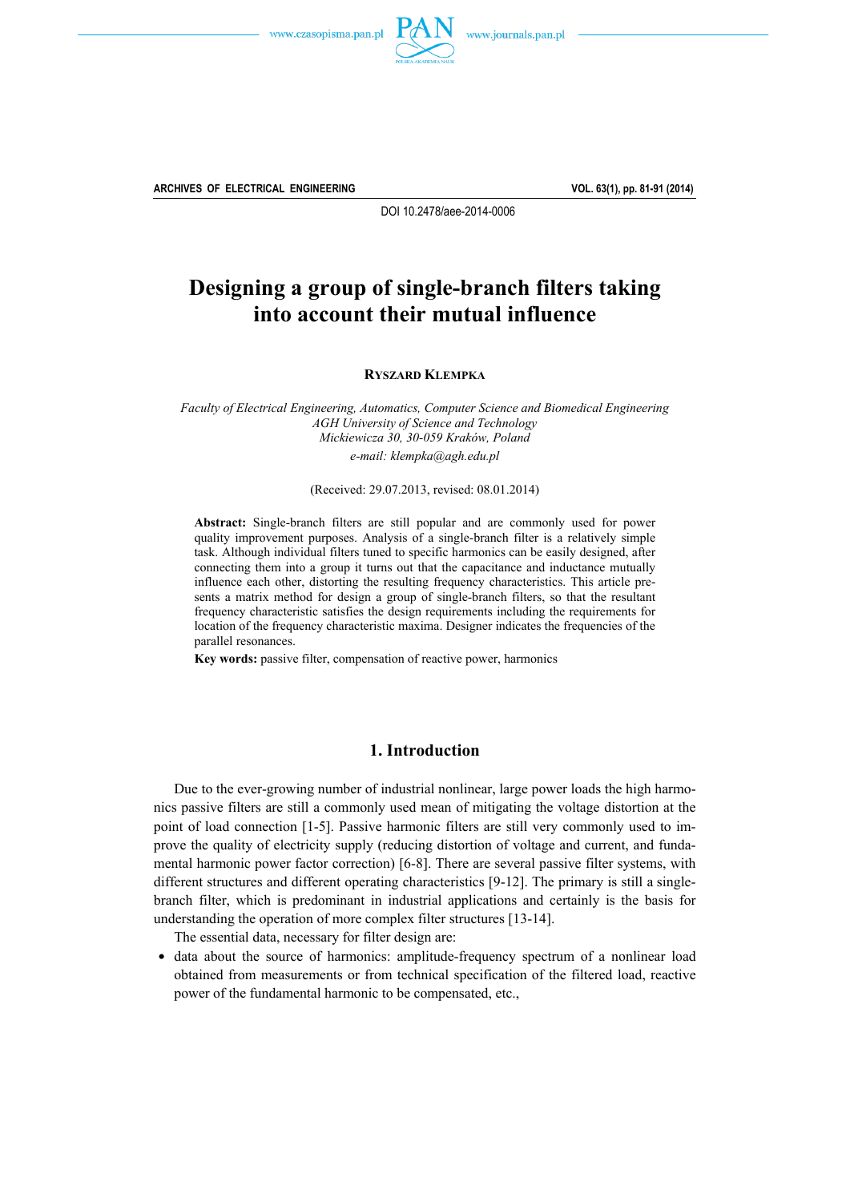DOI 10.2478/aee-2014-0006

# Designing a group of single-branch filters taking into account their mutual influence

**RYSZARD KLEMPKA**

*Faculty of Electrical Engineering, Automatics, Computer Science and Biomedical Engineering*
*AGH University of Science and Technology*
*Mickiewicza 30, 30-059 Kraków, Poland*
*e-mail: klempka@agh.edu.pl*

(Received: 29.07.2013, revised: 08.01.2014)

**Abstract:** Single-branch filters are still popular and are commonly used for power quality improvement purposes. Analysis of a single-branch filter is a relatively simple task. Although individual filters tuned to specific harmonics can be easily designed, after connecting them into a group it turns out that the capacitance and inductance mutually influence each other, distorting the resulting frequency characteristics. This article presents a matrix method for design a group of single-branch filters, so that the resultant frequency characteristic satisfies the design requirements including the requirements for location of the frequency characteristic maxima. Designer indicates the frequencies of the parallel resonances.

**Key words:** passive filter, compensation of reactive power, harmonics

## 1. Introduction

Due to the ever-growing number of industrial nonlinear, large power loads the high harmonics passive filters are still a commonly used mean of mitigating the voltage distortion at the point of load connection [1-5]. Passive harmonic filters are still very commonly used to improve the quality of electricity supply (reducing distortion of voltage and current, and fundamental harmonic power factor correction) [6-8]. There are several passive filter systems, with different structures and different operating characteristics [9-12]. The primary is still a single-branch filter, which is predominant in industrial applications and certainly is the basis for understanding the operation of more complex filter structures [13-14].

The essential data, necessary for filter design are:

- data about the source of harmonics: amplitude-frequency spectrum of a nonlinear load obtained from measurements or from technical specification of the filtered load, reactive power of the fundamental harmonic to be compensated, etc.,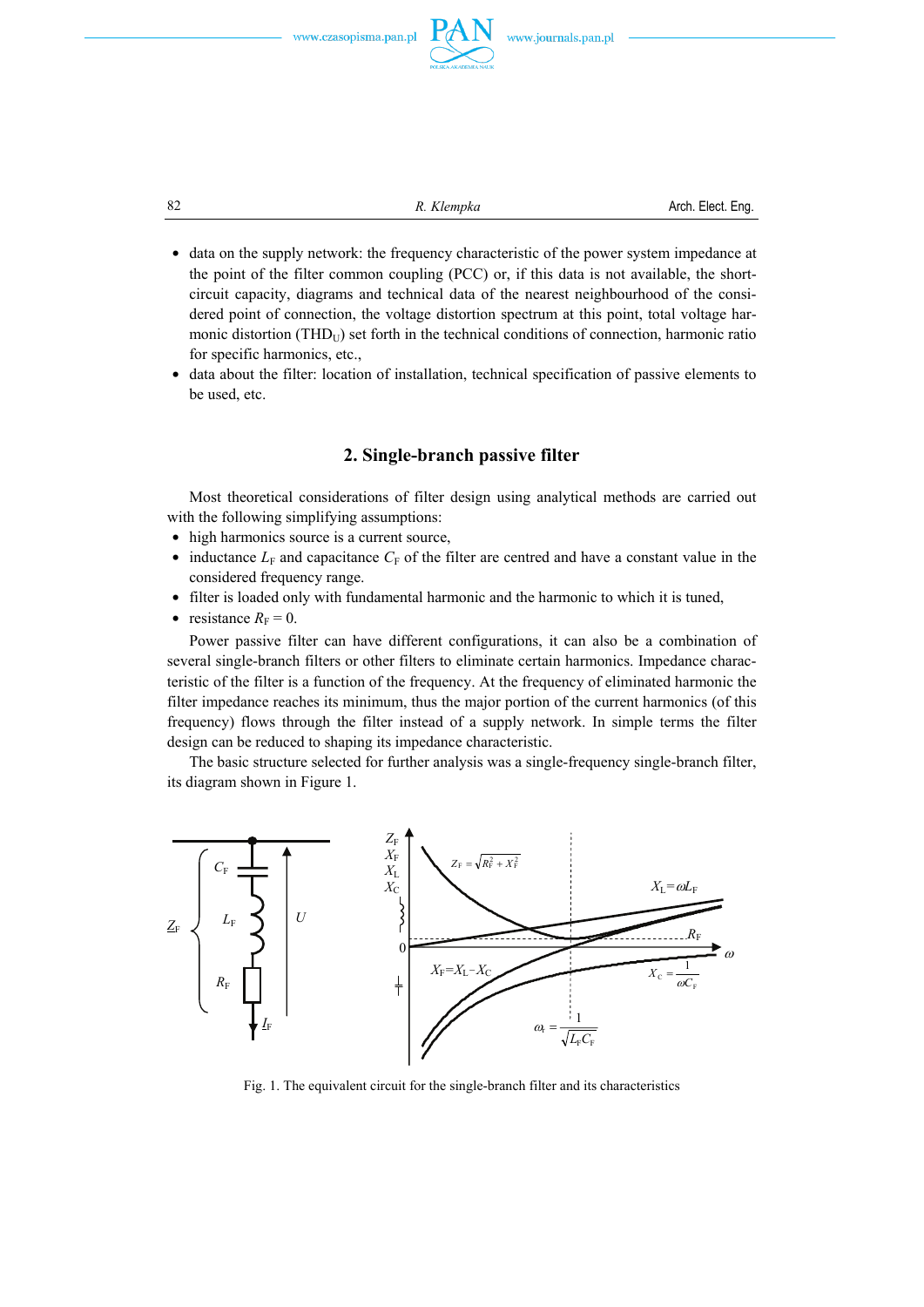- data on the supply network: the frequency characteristic of the power system impedance at the point of the filter common coupling (PCC) or, if this data is not available, the short-circuit capacity, diagrams and technical data of the nearest neighbourhood of the considered point of connection, the voltage distortion spectrum at this point, total voltage harmonic distortion ($THD_U$) set forth in the technical conditions of connection, harmonic ratio for specific harmonics, etc.,
- data about the filter: location of installation, technical specification of passive elements to be used, etc.

## 2. Single-branch passive filter

Most theoretical considerations of filter design using analytical methods are carried out with the following simplifying assumptions:

- high harmonics source is a current source,
- inductance $L_F$ and capacitance $C_F$ of the filter are centred and have a constant value in the considered frequency range.
- filter is loaded only with fundamental harmonic and the harmonic to which it is tuned,
- resistance $R_F = 0$.

Power passive filter can have different configurations, it can also be a combination of several single-branch filters or other filters to eliminate certain harmonics. Impedance characteristic of the filter is a function of the frequency. At the frequency of eliminated harmonic the filter impedance reaches its minimum, thus the major portion of the current harmonics (of this frequency) flows through the filter instead of a supply network. In simple terms the filter design can be reduced to shaping its impedance characteristic.

The basic structure selected for further analysis was a single-frequency single-branch filter, its diagram shown in Figure 1.

Fig. 1. The equivalent circuit for the single-branch filter and its characteristics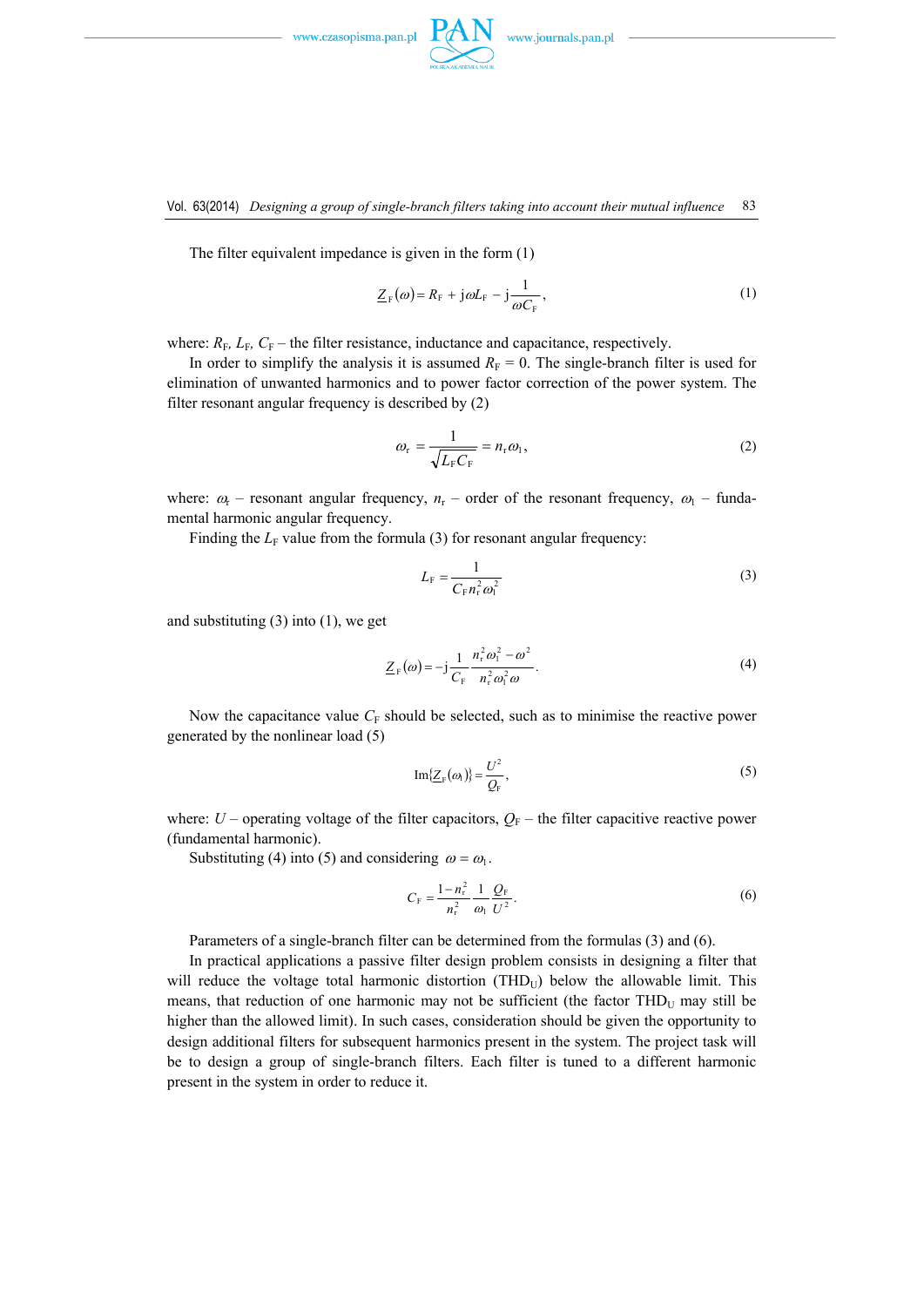The filter equivalent impedance is given in the form (1)

$$\underline{Z}_{\text{F}}(\omega) = R_{\text{F}} + \text{j}\omega L_{\text{F}} - \text{j}\frac{1}{\omega C_{\text{F}}}, \tag{1}$$

where: $R_{\text{F}}$, $L_{\text{F}}$, $C_{\text{F}}$ – the filter resistance, inductance and capacitance, respectively.

In order to simplify the analysis it is assumed $R_{\text{F}} = 0$. The single-branch filter is used for elimination of unwanted harmonics and to power factor correction of the power system. The filter resonant angular frequency is described by (2)

$$\omega_{\text{r}} = \frac{1}{\sqrt{L_{\text{F}} C_{\text{F}}}} = n_{\text{r}}\omega_1, \tag{2}$$

where: $\omega_{\text{r}}$ – resonant angular frequency, $n_{\text{r}}$ – order of the resonant frequency, $\omega_1$ – fundamental harmonic angular frequency.

Finding the $L_{\text{F}}$ value from the formula (3) for resonant angular frequency:

$$L_{\text{F}} = \frac{1}{C_{\text{F}} n_{\text{r}}^2 \omega_1^2} \tag{3}$$

and substituting (3) into (1), we get

$$\underline{Z}_{\text{F}}(\omega) = -\text{j}\frac{1}{C_{\text{F}}}\frac{n_{\text{r}}^2\omega_1^2 - \omega^2}{n_{\text{r}}^2\omega_1^2\omega}. \tag{4}$$

Now the capacitance value $C_{\text{F}}$ should be selected, such as to minimise the reactive power generated by the nonlinear load (5)

$$\text{Im}\{\underline{Z}_{\text{F}}(\omega_1)\} = \frac{U^2}{Q_{\text{F}}}, \tag{5}$$

where: $U$ – operating voltage of the filter capacitors, $Q_{\text{F}}$ – the filter capacitive reactive power (fundamental harmonic).

Substituting (4) into (5) and considering $\omega = \omega_1$.

$$C_{\text{F}} = \frac{1 - n_{\text{r}}^2}{n_{\text{r}}^2}\frac{1}{\omega_1}\frac{Q_{\text{F}}}{U^2}. \tag{6}$$

Parameters of a single-branch filter can be determined from the formulas (3) and (6).

In practical applications a passive filter design problem consists in designing a filter that will reduce the voltage total harmonic distortion ($\text{THD}_{\text{U}}$) below the allowable limit. This means, that reduction of one harmonic may not be sufficient (the factor $\text{THD}_{\text{U}}$ may still be higher than the allowed limit). In such cases, consideration should be given the opportunity to design additional filters for subsequent harmonics present in the system. The project task will be to design a group of single-branch filters. Each filter is tuned to a different harmonic present in the system in order to reduce it.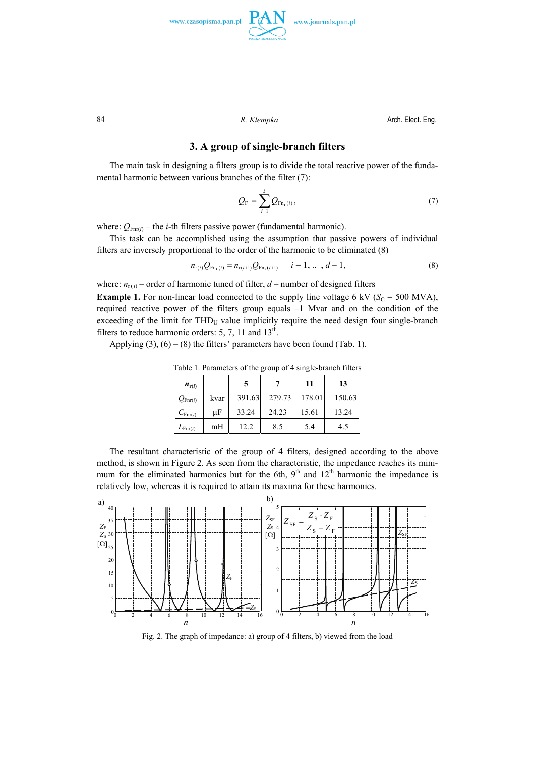## 3. A group of single-branch filters

The main task in designing a filters group is to divide the total reactive power of the fundamental harmonic between various branches of the filter (7):

$$Q_{\mathrm{F}} = \sum_{i=1}^{k} Q_{\mathrm{Fn_r}(i)}, \tag{7}$$

where: $Q_{\mathrm{Fnr}(i)}$ – the $i$-th filters passive power (fundamental harmonic).

This task can be accomplished using the assumption that passive powers of individual filters are inversely proportional to the order of the harmonic to be eliminated (8)

$$n_{\mathrm{r}(i)} Q_{\mathrm{Fn_r}(i)} = n_{\mathrm{r}(i+1)} Q_{\mathrm{Fn_r}(i+1)} \qquad i = 1, .. \ , d-1, \tag{8}$$

where: $n_{\mathrm{r}(i)}$ – order of harmonic tuned of filter, $d$ – number of designed filters

**Example 1.** For non-linear load connected to the supply line voltage 6 kV ($S_{\mathrm{C}}$ = 500 MVA), required reactive power of the filters group equals –1 Mvar and on the condition of the exceeding of the limit for $\mathrm{THD_U}$ value implicitly require the need design four single-branch filters to reduce harmonic orders: 5, 7, 11 and 13$^{\mathrm{th}}$.

Applying (3), (6) – (8) the filters' parameters have been found (Tab. 1).

Table 1. Parameters of the group of 4 single-branch filters

| $n_{\mathrm{r}(i)}$ | | 5 | 7 | 11 | 13 |
|---|---|---|---|---|---|
| $Q_{\mathrm{Fnr}(i)}$ | kvar | –391.63 | –279.73 | –178.01 | –150.63 |
| $C_{\mathrm{Fnr}(i)}$ | μF | 33.24 | 24.23 | 15.61 | 13.24 |
| $L_{\mathrm{Fnr}(i)}$ | mH | 12.2 | 8.5 | 5.4 | 4.5 |

The resultant characteristic of the group of 4 filters, designed according to the above method, is shown in Figure 2. As seen from the characteristic, the impedance reaches its minimum for the eliminated harmonics but for the 6th, 9$^{\mathrm{th}}$ and 12$^{\mathrm{th}}$ harmonic the impedance is relatively low, whereas it is required to attain its maxima for these harmonics.

Fig. 2. The graph of impedance: a) group of 4 filters, b) viewed from the load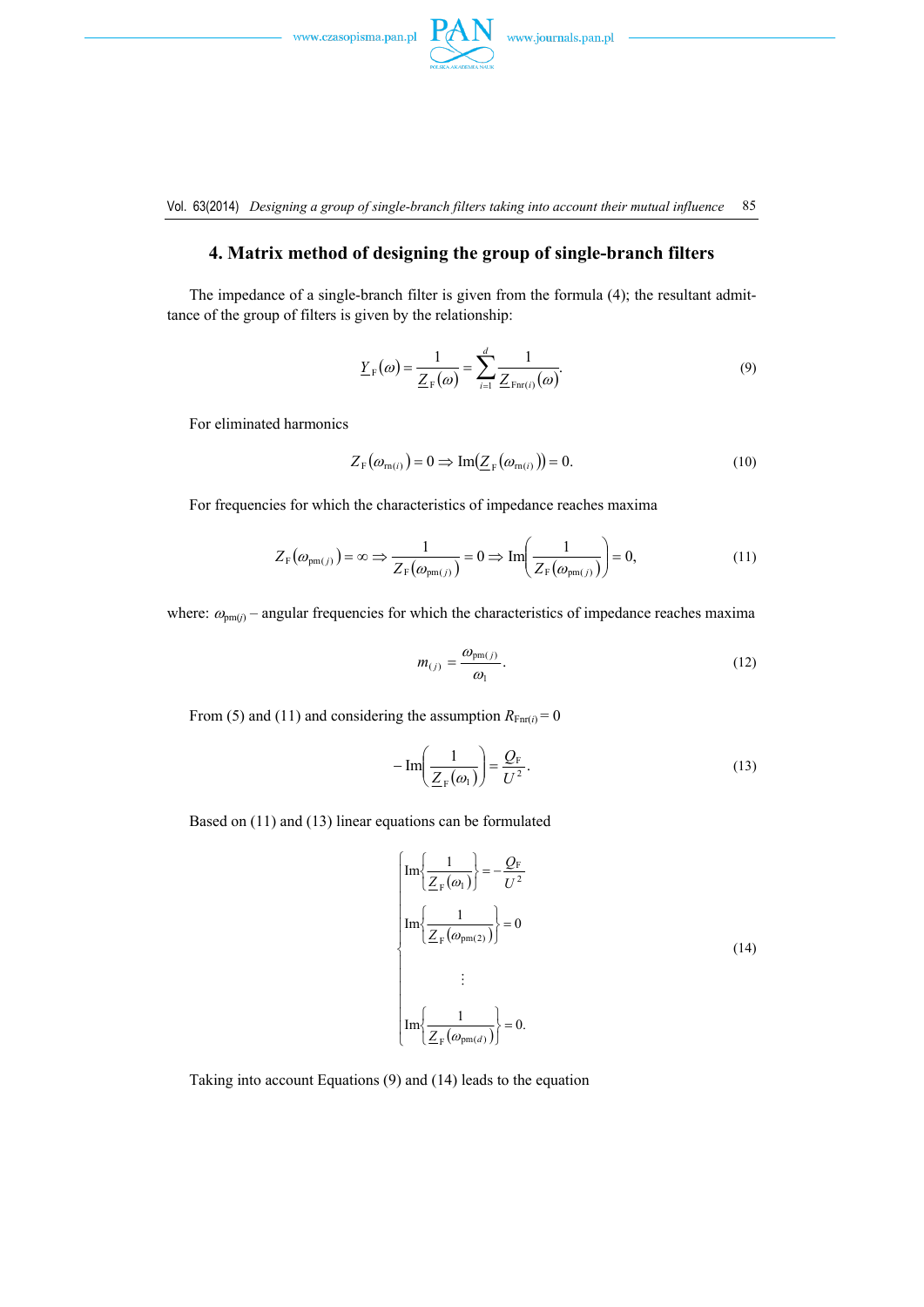## 4. Matrix method of designing the group of single-branch filters

The impedance of a single-branch filter is given from the formula (4); the resultant admittance of the group of filters is given by the relationship:

$$\underline{Y}_{\mathrm{F}}(\omega) = \frac{1}{\underline{Z}_{\mathrm{F}}(\omega)} = \sum_{i=1}^{d} \frac{1}{\underline{Z}_{\mathrm{Fnr}(i)}(\omega)}. \tag{9}$$

For eliminated harmonics

$$Z_{\mathrm{F}}(\omega_{\mathrm{rn}(i)}) = 0 \Rightarrow \mathrm{Im}(\underline{Z}_{\mathrm{F}}(\omega_{\mathrm{rn}(i)})) = 0. \tag{10}$$

For frequencies for which the characteristics of impedance reaches maxima

$$Z_{\mathrm{F}}(\omega_{\mathrm{pm}(j)}) = \infty \Rightarrow \frac{1}{Z_{\mathrm{F}}(\omega_{\mathrm{pm}(j)})} = 0 \Rightarrow \mathrm{Im}\left(\frac{1}{Z_{\mathrm{F}}(\omega_{\mathrm{pm}(j)})}\right) = 0, \tag{11}$$

where: $\omega_{\mathrm{pm}(j)}$ – angular frequencies for which the characteristics of impedance reaches maxima

$$m_{(j)} = \frac{\omega_{\mathrm{pm}(j)}}{\omega_1}. \tag{12}$$

From (5) and (11) and considering the assumption $R_{\mathrm{Fnr}(i)} = 0$

$$-\,\mathrm{Im}\left(\frac{1}{\underline{Z}_{\mathrm{F}}(\omega_1)}\right) = \frac{Q_{\mathrm{F}}}{U^2}. \tag{13}$$

Based on (11) and (13) linear equations can be formulated

$$\begin{cases} \mathrm{Im}\left\{\dfrac{1}{\underline{Z}_{\mathrm{F}}(\omega_1)}\right\} = -\dfrac{Q_{\mathrm{F}}}{U^2} \\[2ex] \mathrm{Im}\left\{\dfrac{1}{\underline{Z}_{\mathrm{F}}(\omega_{\mathrm{pm}(2)})}\right\} = 0 \\[2ex] \qquad\vdots \\[2ex] \mathrm{Im}\left\{\dfrac{1}{\underline{Z}_{\mathrm{F}}(\omega_{\mathrm{pm}(d)})}\right\} = 0. \end{cases} \tag{14}$$

Taking into account Equations (9) and (14) leads to the equation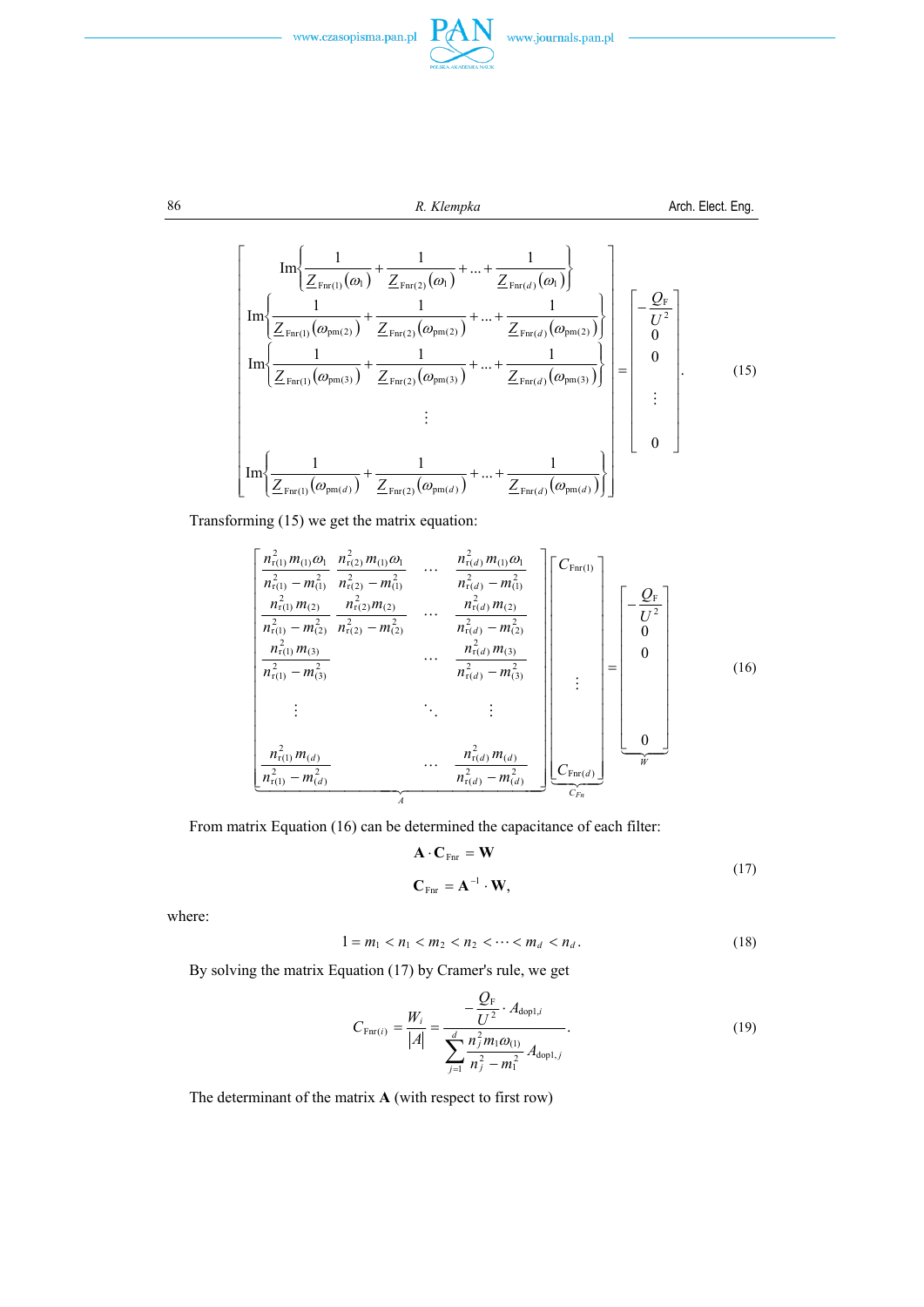$$\begin{bmatrix} \mathrm{Im}\left\{ \dfrac{1}{\underline{Z}_{\mathrm{Fnr}(1)}(\omega_1)} + \dfrac{1}{\underline{Z}_{\mathrm{Fnr}(2)}(\omega_1)} + \ldots + \dfrac{1}{\underline{Z}_{\mathrm{Fnr}(d)}(\omega_1)} \right\} \\ \mathrm{Im}\left\{ \dfrac{1}{\underline{Z}_{\mathrm{Fnr}(1)}(\omega_{\mathrm{pm}(2)})} + \dfrac{1}{\underline{Z}_{\mathrm{Fnr}(2)}(\omega_{\mathrm{pm}(2)})} + \ldots + \dfrac{1}{\underline{Z}_{\mathrm{Fnr}(d)}(\omega_{\mathrm{pm}(2)})} \right\} \\ \mathrm{Im}\left\{ \dfrac{1}{\underline{Z}_{\mathrm{Fnr}(1)}(\omega_{\mathrm{pm}(3)})} + \dfrac{1}{\underline{Z}_{\mathrm{Fnr}(2)}(\omega_{\mathrm{pm}(3)})} + \ldots + \dfrac{1}{\underline{Z}_{\mathrm{Fnr}(d)}(\omega_{\mathrm{pm}(3)})} \right\} \\ \vdots \\ \mathrm{Im}\left\{ \dfrac{1}{\underline{Z}_{\mathrm{Fnr}(1)}(\omega_{\mathrm{pm}(d)})} + \dfrac{1}{\underline{Z}_{\mathrm{Fnr}(2)}(\omega_{\mathrm{pm}(d)})} + \ldots + \dfrac{1}{\underline{Z}_{\mathrm{Fnr}(d)}(\omega_{\mathrm{pm}(d)})} \right\} \end{bmatrix} = \begin{bmatrix} -\dfrac{Q_{\mathrm{F}}}{U^2} \\ 0 \\ 0 \\ \vdots \\ 0 \end{bmatrix}. \tag{15}$$

Transforming (15) we get the matrix equation:

$$\underbrace{\begin{bmatrix} \dfrac{n_{\mathrm{r}(1)}^2 m_{(1)}\omega_1}{n_{\mathrm{r}(1)}^2 - m_{(1)}^2} & \dfrac{n_{\mathrm{r}(2)}^2 m_{(1)}\omega_1}{n_{\mathrm{r}(2)}^2 - m_{(1)}^2} & \cdots & \dfrac{n_{\mathrm{r}(d)}^2 m_{(1)}\omega_1}{n_{\mathrm{r}(d)}^2 - m_{(1)}^2} \\ \dfrac{n_{\mathrm{r}(1)}^2 m_{(2)}}{n_{\mathrm{r}(1)}^2 - m_{(2)}^2} & \dfrac{n_{\mathrm{r}(2)}^2 m_{(2)}}{n_{\mathrm{r}(2)}^2 - m_{(2)}^2} & \cdots & \dfrac{n_{\mathrm{r}(d)}^2 m_{(2)}}{n_{\mathrm{r}(d)}^2 - m_{(2)}^2} \\ \dfrac{n_{\mathrm{r}(1)}^2 m_{(3)}}{n_{\mathrm{r}(1)}^2 - m_{(3)}^2} & & \cdots & \dfrac{n_{\mathrm{r}(d)}^2 m_{(3)}}{n_{\mathrm{r}(d)}^2 - m_{(3)}^2} \\ \vdots & & \ddots & \vdots \\ \dfrac{n_{\mathrm{r}(1)}^2 m_{(d)}}{n_{\mathrm{r}(1)}^2 - m_{(d)}^2} & & \cdots & \dfrac{n_{\mathrm{r}(d)}^2 m_{(d)}}{n_{\mathrm{r}(d)}^2 - m_{(d)}^2} \end{bmatrix}}_{A} \underbrace{\begin{bmatrix} C_{\mathrm{Fnr}(1)} \\ \\ \vdots \\ \\ C_{\mathrm{Fnr}(d)} \end{bmatrix}}_{C_{Fn}} = \underbrace{\begin{bmatrix} -\dfrac{Q_{\mathrm{F}}}{U^2} \\ 0 \\ 0 \\ \\ 0 \end{bmatrix}}_{W} \tag{16}$$

From matrix Equation (16) can be determined the capacitance of each filter:

$$\begin{aligned} \mathbf{A} \cdot \mathbf{C}_{\mathrm{Fnr}} &= \mathbf{W} \\ \mathbf{C}_{\mathrm{Fnr}} &= \mathbf{A}^{-1} \cdot \mathbf{W}, \end{aligned} \tag{17}$$

where:

$$1 = m_1 < n_1 < m_2 < n_2 < \cdots < m_d < n_d. \tag{18}$$

By solving the matrix Equation (17) by Cramer's rule, we get

$$C_{\mathrm{Fnr}(i)} = \frac{W_i}{|A|} = \frac{-\dfrac{Q_{\mathrm{F}}}{U^2} \cdot A_{\mathrm{dop}1,i}}{\displaystyle\sum_{j=1}^{d} \frac{n_j^2 m_1 \omega_{(1)}}{n_j^2 - m_1^2} A_{\mathrm{dop}1,j}}. \tag{19}$$

The determinant of the matrix **A** (with respect to first row)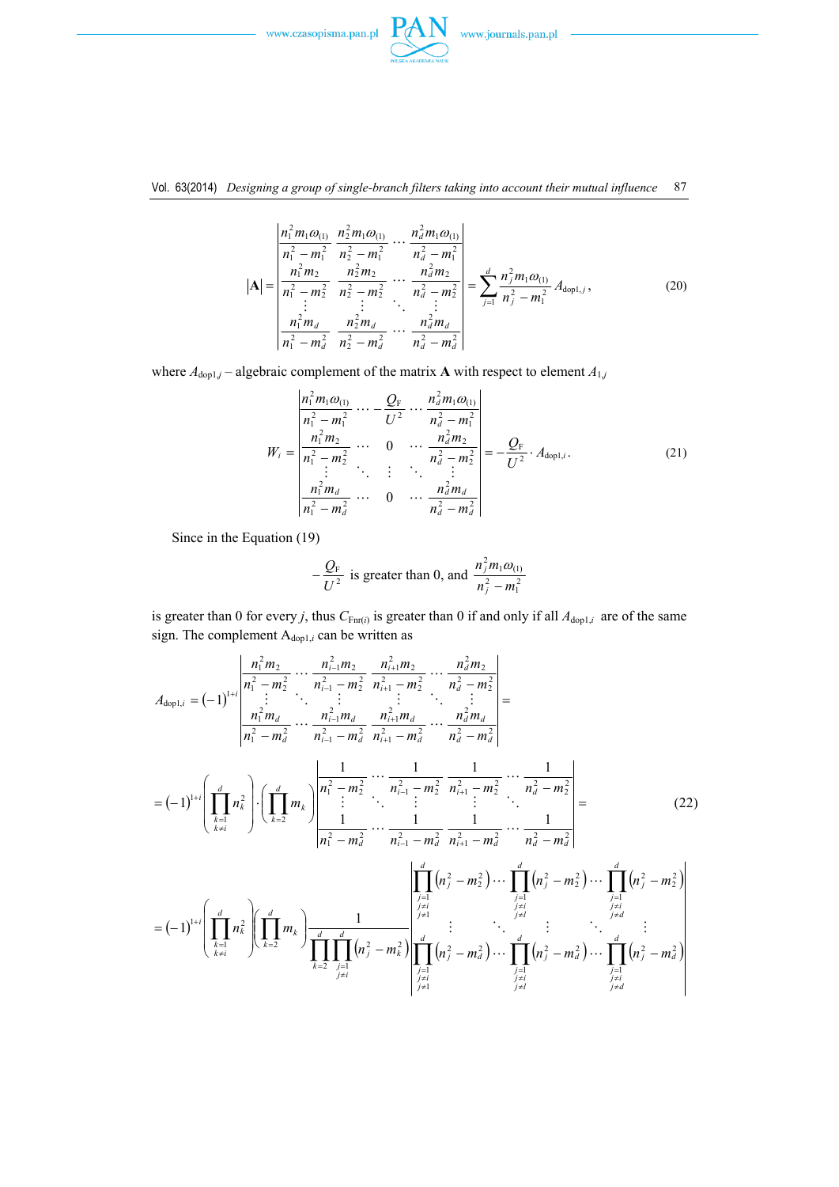$$
|\mathbf{A}| = \begin{vmatrix} \dfrac{n_1^2 m_1 \omega_{(1)}}{n_1^2 - m_1^2} & \dfrac{n_2^2 m_1 \omega_{(1)}}{n_2^2 - m_1^2} & \cdots & \dfrac{n_d^2 m_1 \omega_{(1)}}{n_d^2 - m_1^2} \\ \dfrac{n_1^2 m_2}{n_1^2 - m_2^2} & \dfrac{n_2^2 m_2}{n_2^2 - m_2^2} & \cdots & \dfrac{n_d^2 m_2}{n_d^2 - m_2^2} \\ \vdots & \vdots & \ddots & \vdots \\ \dfrac{n_1^2 m_d}{n_1^2 - m_d^2} & \dfrac{n_2^2 m_d}{n_2^2 - m_d^2} & \cdots & \dfrac{n_d^2 m_d}{n_d^2 - m_d^2} \end{vmatrix} = \sum_{j=1}^{d} \frac{n_j^2 m_1 \omega_{(1)}}{n_j^2 - m_1^2} A_{\mathrm{dop1},j}, \tag{20}
$$

where $A_{\mathrm{dop1},j}$ – algebraic complement of the matrix $\mathbf{A}$ with respect to element $A_{1,j}$

$$
W_i = \begin{vmatrix} \dfrac{n_1^2 m_1 \omega_{(1)}}{n_1^2 - m_1^2} & \cdots & -\dfrac{Q_{\mathrm{F}}}{U^2} & \cdots & \dfrac{n_d^2 m_1 \omega_{(1)}}{n_d^2 - m_1^2} \\ \dfrac{n_1^2 m_2}{n_1^2 - m_2^2} & \cdots & 0 & \cdots & \dfrac{n_d^2 m_2}{n_d^2 - m_2^2} \\ \vdots & \ddots & \vdots & \ddots & \vdots \\ \dfrac{n_1^2 m_d}{n_1^2 - m_d^2} & \cdots & 0 & \cdots & \dfrac{n_d^2 m_d}{n_d^2 - m_d^2} \end{vmatrix} = -\frac{Q_{\mathrm{F}}}{U^2} \cdot A_{\mathrm{dop1},i}. \tag{21}
$$

Since in the Equation (19)

$$
-\frac{Q_{\mathrm{F}}}{U^2} \text{ is greater than 0, and } \frac{n_j^2 m_1 \omega_{(1)}}{n_j^2 - m_1^2}
$$

is greater than 0 for every $j$, thus $C_{\mathrm{Fnr}(i)}$ is greater than 0 if and only if all $A_{\mathrm{dop1},i}$ are of the same sign. The complement $A_{\mathrm{dop1},i}$ can be written as

$$
A_{\mathrm{dop1},i} = (-1)^{1+i} \begin{vmatrix} \dfrac{n_1^2 m_2}{n_1^2 - m_2^2} & \cdots & \dfrac{n_{i-1}^2 m_2}{n_{i-1}^2 - m_2^2} & \dfrac{n_{i+1}^2 m_2}{n_{i+1}^2 - m_2^2} & \cdots & \dfrac{n_d^2 m_2}{n_d^2 - m_2^2} \\ \vdots & \ddots & \vdots & \vdots & \ddots & \vdots \\ \dfrac{n_1^2 m_d}{n_1^2 - m_d^2} & \cdots & \dfrac{n_{i-1}^2 m_d}{n_{i-1}^2 - m_d^2} & \dfrac{n_{i+1}^2 m_d}{n_{i+1}^2 - m_d^2} & \cdots & \dfrac{n_d^2 m_d}{n_d^2 - m_d^2} \end{vmatrix} =
$$

$$
= (-1)^{1+i} \left( \prod_{\substack{k=1 \\ k \neq i}}^{d} n_k^2 \right) \cdot \left( \prod_{k=2}^{d} m_k \right) \begin{vmatrix} \dfrac{1}{n_1^2 - m_2^2} & \cdots & \dfrac{1}{n_{i-1}^2 - m_2^2} & \dfrac{1}{n_{i+1}^2 - m_2^2} & \cdots & \dfrac{1}{n_d^2 - m_2^2} \\ \vdots & \ddots & \vdots & \vdots & \ddots & \vdots \\ \dfrac{1}{n_1^2 - m_d^2} & \cdots & \dfrac{1}{n_{i-1}^2 - m_d^2} & \dfrac{1}{n_{i+1}^2 - m_d^2} & \cdots & \dfrac{1}{n_d^2 - m_d^2} \end{vmatrix} = \tag{22}
$$

$$
= (-1)^{1+i} \left( \prod_{\substack{k=1 \\ k \neq i}}^{d} n_k^2 \right) \left( \prod_{k=2}^{d} m_k \right) \frac{1}{\prod\limits_{k=2}^{d} \prod\limits_{\substack{j=1 \\ j \neq i}}^{d} \left( n_j^2 - m_k^2 \right)} \begin{vmatrix} \prod\limits_{\substack{j=1 \\ j \neq i \\ j \neq 1}}^{d} \left( n_j^2 - m_2^2 \right) & \cdots & \prod\limits_{\substack{j=1 \\ j \neq i \\ j \neq l}}^{d} \left( n_j^2 - m_2^2 \right) & \cdots & \prod\limits_{\substack{j=1 \\ j \neq i \\ j \neq d}}^{d} \left( n_j^2 - m_2^2 \right) \\ \vdots & \ddots & \vdots & \ddots & \vdots \\ \prod\limits_{\substack{j=1 \\ j \neq i \\ j \neq 1}}^{d} \left( n_j^2 - m_d^2 \right) & \cdots & \prod\limits_{\substack{j=1 \\ j \neq i \\ j \neq l}}^{d} \left( n_j^2 - m_d^2 \right) & \cdots & \prod\limits_{\substack{j=1 \\ j \neq i \\ j \neq d}}^{d} \left( n_j^2 - m_d^2 \right) \end{vmatrix}
$$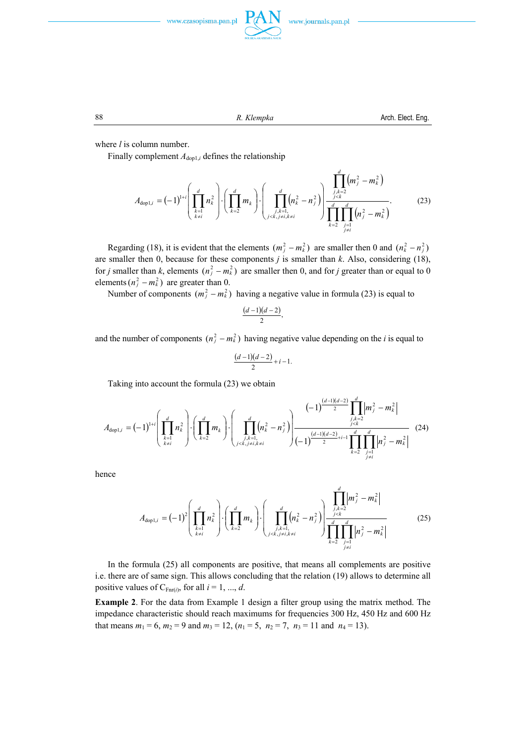where $l$ is column number.

Finally complement $A_{\text{dop1},i}$ defines the relationship

$$A_{\text{dop1},i} = (-1)^{1+i}\left(\prod_{\substack{k=1\\k\neq i}}^{d} n_k^2\right)\cdot\left(\prod_{k=2}^{d} m_k\right)\cdot\left(\prod_{\substack{j,k=1,\\j<k,\,j\neq i,\,k\neq i}}^{d}\left(n_k^2-n_j^2\right)\right)\frac{\prod\limits_{\substack{j,k=2\\j<k}}^{d}\left(m_j^2-m_k^2\right)}{\prod\limits_{k=2}^{d}\prod\limits_{\substack{j=1\\j\neq i}}^{d}\left(n_j^2-m_k^2\right)}. \tag{23}$$

Regarding (18), it is evident that the elements $\left(m_j^2-m_k^2\right)$ are smaller then 0 and $\left(n_k^2-n_j^2\right)$ are smaller then 0, because for these components $j$ is smaller than $k$. Also, considering (18), for $j$ smaller than $k$, elements $\left(n_j^2-m_k^2\right)$ are smaller then 0, and for $j$ greater than or equal to 0 elements $\left(n_j^2-m_k^2\right)$ are greater than 0.

Number of components $\left(m_j^2-m_k^2\right)$ having a negative value in formula (23) is equal to

$$\frac{(d-1)(d-2)}{2},$$

and the number of components $\left(n_j^2-m_k^2\right)$ having negative value depending on the $i$ is equal to

$$\frac{(d-1)(d-2)}{2}+i-1.$$

Taking into account the formula (23) we obtain

$$A_{\text{dop1},i} = (-1)^{1+i}\left(\prod_{\substack{k=1\\k\neq i}}^{d} n_k^2\right)\cdot\left(\prod_{k=2}^{d} m_k\right)\cdot\left(\prod_{\substack{j,k=1,\\j<k,\,j\neq i,\,k\neq i}}^{d}\left(n_k^2-n_j^2\right)\right)\frac{(-1)^{\frac{(d-1)(d-2)}{2}}\prod\limits_{\substack{j,k=2\\j<k}}^{d}\left|m_j^2-m_k^2\right|}{(-1)^{\frac{(d-1)(d-2)}{2}+i-1}\prod\limits_{k=2}^{d}\prod\limits_{\substack{j=1\\j\neq i}}^{d}\left|n_j^2-m_k^2\right|} \tag{24}$$

hence

$$A_{\text{dop1},i} = (-1)^{2}\left(\prod_{\substack{k=1\\k\neq i}}^{d} n_k^2\right)\cdot\left(\prod_{k=2}^{d} m_k\right)\cdot\left(\prod_{\substack{j,k=1,\\j<k,\,j\neq i,\,k\neq i}}^{d}\left(n_k^2-n_j^2\right)\right)\frac{\prod\limits_{\substack{j,k=2\\j<k}}^{d}\left|m_j^2-m_k^2\right|}{\prod\limits_{k=2}^{d}\prod\limits_{\substack{j=1\\j\neq i}}^{d}\left|n_j^2-m_k^2\right|} \tag{25}$$

In the formula (25) all components are positive, that means all complements are positive i.e. there are of same sign. This allows concluding that the relation (19) allows to determine all positive values of $C_{\text{Fnr}(i)}$, for all $i = 1, ..., d$.

**Example 2**. For the data from Example 1 design a filter group using the matrix method. The impedance characteristic should reach maximums for frequencies 300 Hz, 450 Hz and 600 Hz that means $m_1 = 6$, $m_2 = 9$ and $m_3 = 12$, ($n_1 = 5$, $n_2 = 7$, $n_3 = 11$ and $n_4 = 13$).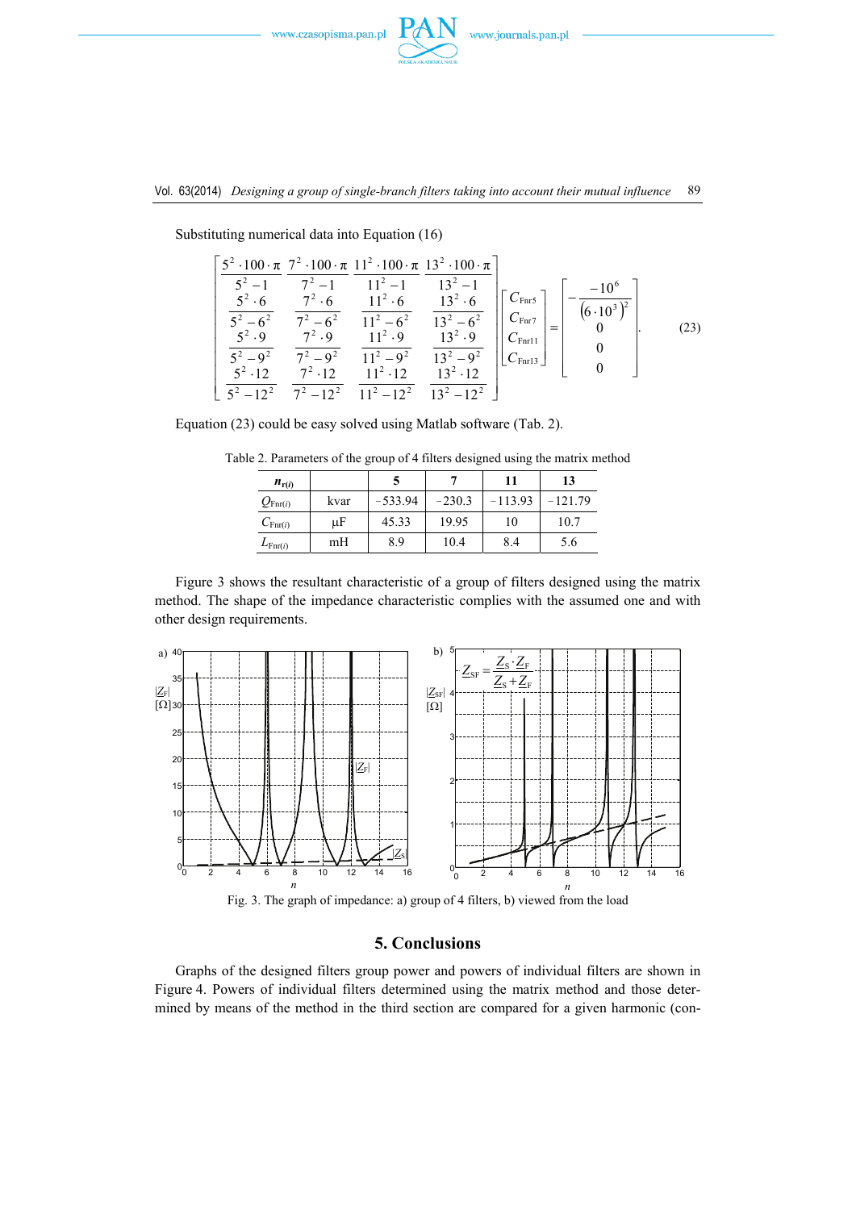Substituting numerical data into Equation (16)

$$
\begin{bmatrix}
\frac{5^2 \cdot 100 \cdot \pi}{5^2 - 1} & \frac{7^2 \cdot 100 \cdot \pi}{7^2 - 1} & \frac{11^2 \cdot 100 \cdot \pi}{11^2 - 1} & \frac{13^2 \cdot 100 \cdot \pi}{13^2 - 1} \\
\frac{5^2 \cdot 6}{5^2 - 6^2} & \frac{7^2 \cdot 6}{7^2 - 6^2} & \frac{11^2 \cdot 6}{11^2 - 6^2} & \frac{13^2 \cdot 6}{13^2 - 6^2} \\
\frac{5^2 \cdot 9}{5^2 - 9^2} & \frac{7^2 \cdot 9}{7^2 - 9^2} & \frac{11^2 \cdot 9}{11^2 - 9^2} & \frac{13^2 \cdot 9}{13^2 - 9^2} \\
\frac{5^2 \cdot 12}{5^2 - 12^2} & \frac{7^2 \cdot 12}{7^2 - 12^2} & \frac{11^2 \cdot 12}{11^2 - 12^2} & \frac{13^2 \cdot 12}{13^2 - 12^2}
\end{bmatrix}
\begin{bmatrix}
C_{\mathrm{Fnr5}} \\ C_{\mathrm{Fnr7}} \\ C_{\mathrm{Fnr11}} \\ C_{\mathrm{Fnr13}}
\end{bmatrix}
=
\begin{bmatrix}
-\frac{-10^6}{\left(6 \cdot 10^3\right)^2} \\ 0 \\ 0 \\ 0
\end{bmatrix}. \tag{23}
$$

Equation (23) could be easy solved using Matlab software (Tab. 2).

Table 2. Parameters of the group of 4 filters designed using the matrix method

| $n_{\mathrm{r}(i)}$ | | 5 | 7 | 11 | 13 |
|---|---|---|---|---|---|
| $Q_{\mathrm{Fnr}(i)}$ | kvar | −533.94 | −230.3 | −113.93 | −121.79 |
| $C_{\mathrm{Fnr}(i)}$ | μF | 45.33 | 19.95 | 10 | 10.7 |
| $L_{\mathrm{Fnr}(i)}$ | mH | 8.9 | 10.4 | 8.4 | 5.6 |

Figure 3 shows the resultant characteristic of a group of filters designed using the matrix method. The shape of the impedance characteristic complies with the assumed one and with other design requirements.

Fig. 3. The graph of impedance: a) group of 4 filters, b) viewed from the load

## 5. Conclusions

Graphs of the designed filters group power and powers of individual filters are shown in Figure 4. Powers of individual filters determined using the matrix method and those determined by means of the method in the third section are compared for a given harmonic (con-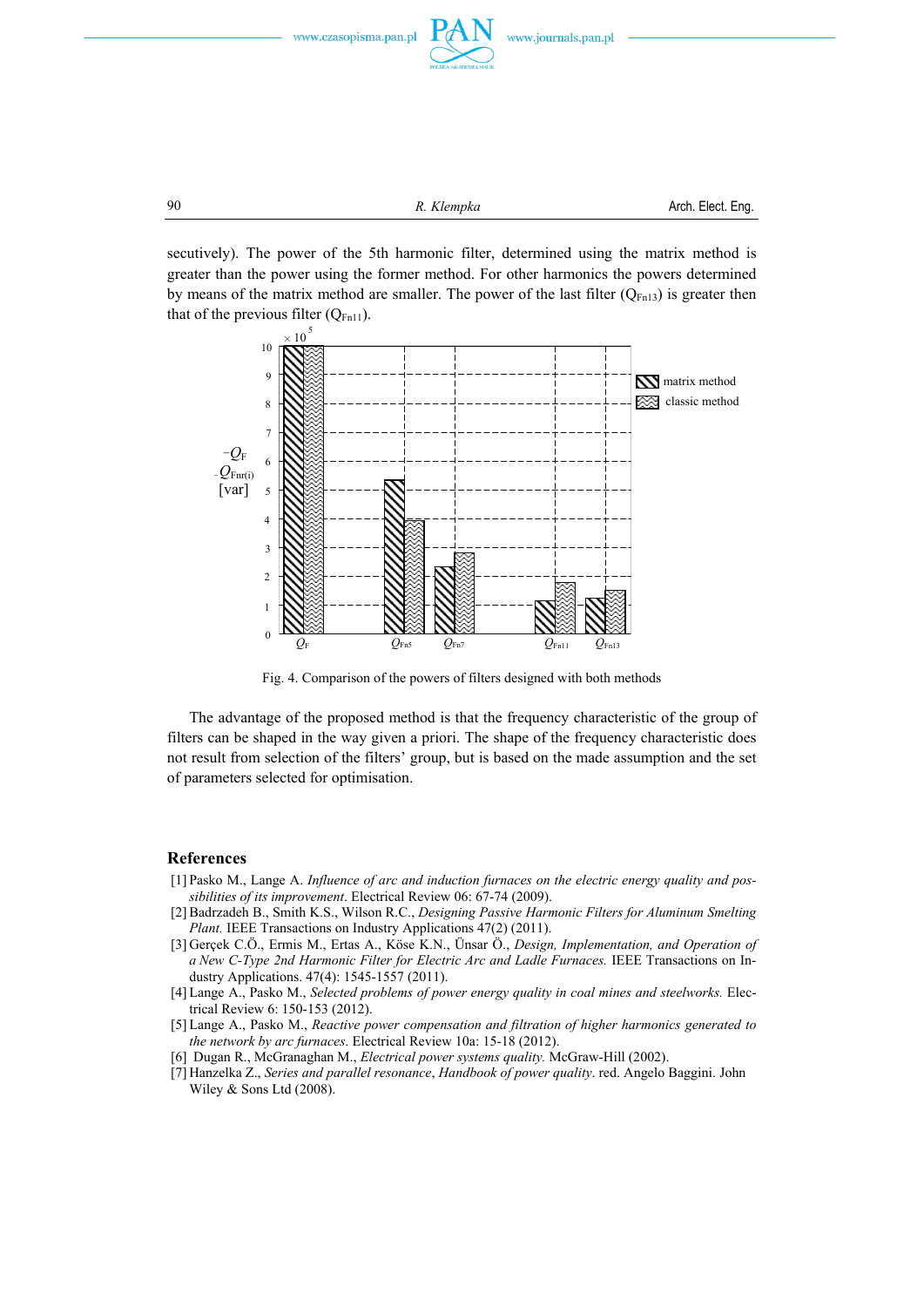secutively). The power of the 5th harmonic filter, determined using the matrix method is greater than the power using the former method. For other harmonics the powers determined by means of the matrix method are smaller. The power of the last filter ($Q_{Fn13}$) is greater then that of the previous filter ($Q_{Fn11}$).

Fig. 4. Comparison of the powers of filters designed with both methods

The advantage of the proposed method is that the frequency characteristic of the group of filters can be shaped in the way given a priori. The shape of the frequency characteristic does not result from selection of the filters' group, but is based on the made assumption and the set of parameters selected for optimisation.

## References

[1] Pasko M., Lange A. *Influence of arc and induction furnaces on the electric energy quality and possibilities of its improvement*. Electrical Review 06: 67-74 (2009).

[2] Badrzadeh B., Smith K.S., Wilson R.C., *Designing Passive Harmonic Filters for Aluminum Smelting Plant.* IEEE Transactions on Industry Applications 47(2) (2011).

[3] Gerçek C.Ö., Ermis M., Ertas A., Köse K.N., Ünsar Ö., *Design, Implementation, and Operation of a New C-Type 2nd Harmonic Filter for Electric Arc and Ladle Furnaces.* IEEE Transactions on Industry Applications. 47(4): 1545-1557 (2011).

[4] Lange A., Pasko M., *Selected problems of power energy quality in coal mines and steelworks.* Electrical Review 6: 150-153 (2012).

[5] Lange A., Pasko M., *Reactive power compensation and filtration of higher harmonics generated to the network by arc furnaces*. Electrical Review 10a: 15-18 (2012).

[6] Dugan R., McGranaghan M., *Electrical power systems quality.* McGraw-Hill (2002).

[7] Hanzelka Z., *Series and parallel resonance*, *Handbook of power quality*. red. Angelo Baggini. John Wiley & Sons Ltd (2008).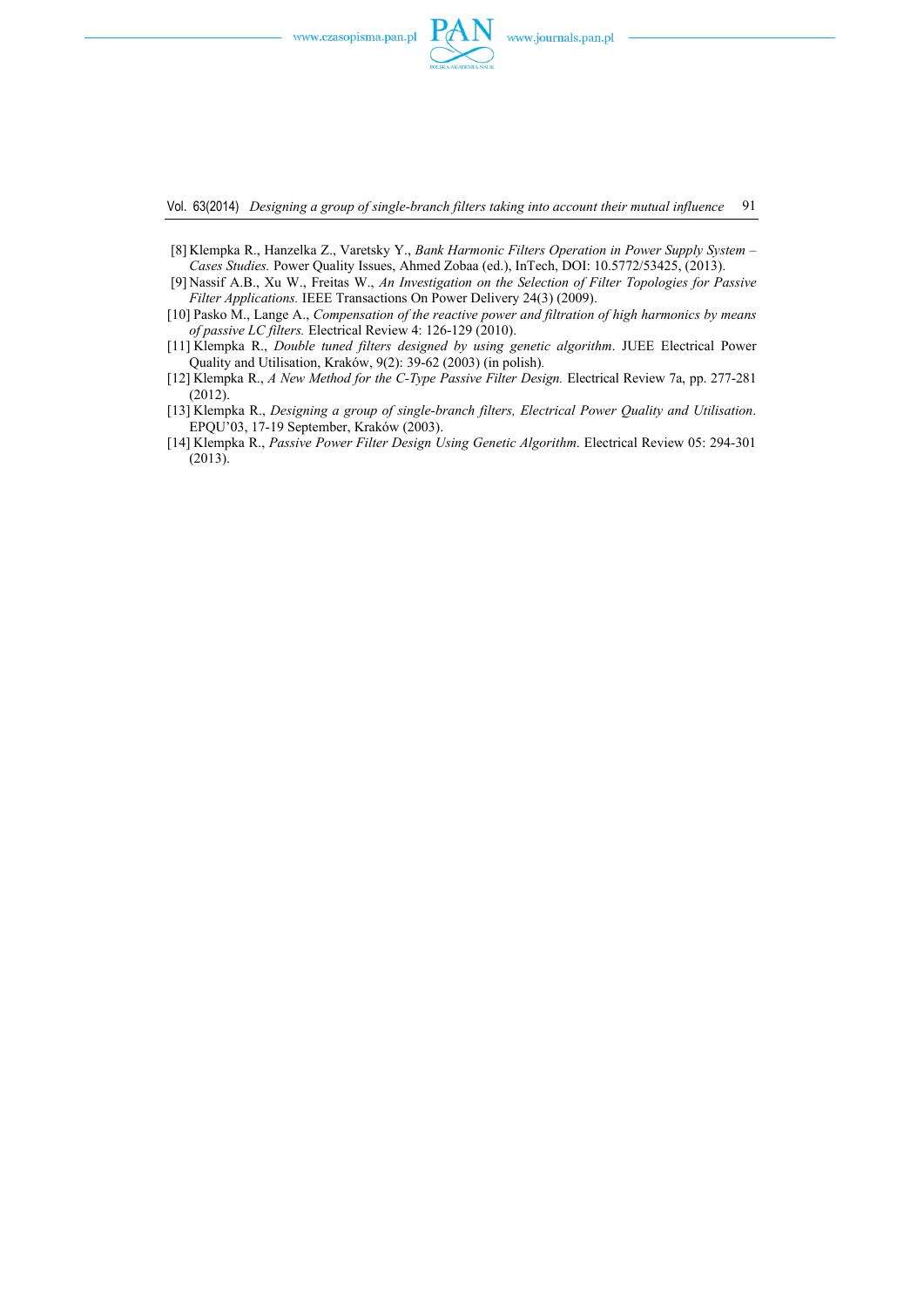[8] Klempka R., Hanzelka Z., Varetsky Y., *Bank Harmonic Filters Operation in Power Supply System – Cases Studies.* Power Quality Issues, Ahmed Zobaa (ed.), InTech, DOI: 10.5772/53425, (2013).

[9] Nassif A.B., Xu W., Freitas W., *An Investigation on the Selection of Filter Topologies for Passive Filter Applications.* IEEE Transactions On Power Delivery 24(3) (2009).

[10] Pasko M., Lange A., *Compensation of the reactive power and filtration of high harmonics by means of passive LC filters.* Electrical Review 4: 126-129 (2010).

[11] Klempka R., *Double tuned filters designed by using genetic algorithm*. JUEE Electrical Power Quality and Utilisation, Kraków, 9(2): 39-62 (2003) (in polish).

[12] Klempka R., *A New Method for the C-Type Passive Filter Design.* Electrical Review 7a, pp. 277-281 (2012).

[13] Klempka R., *Designing a group of single-branch filters, Electrical Power Quality and Utilisation*. EPQU'03, 17-19 September, Kraków (2003).

[14] Klempka R., *Passive Power Filter Design Using Genetic Algorithm.* Electrical Review 05: 294-301 (2013).